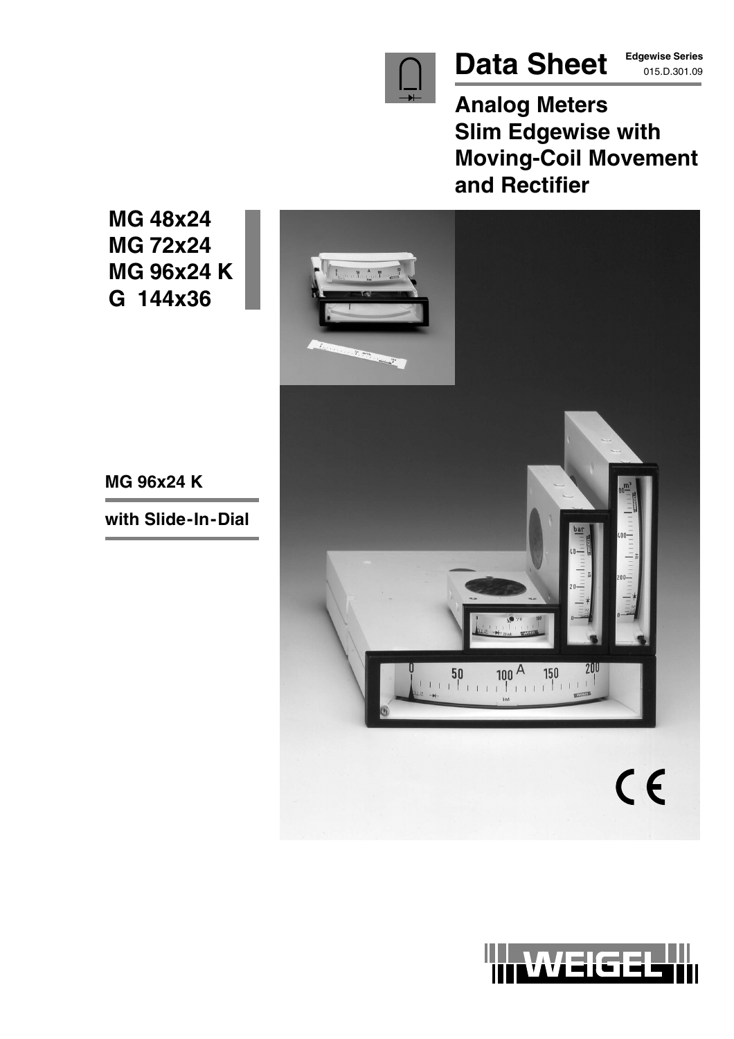# Data Sheet

Edgewise Series
015.D.301.09

## Analog Meters Slim Edgewise with Moving-Coil Movement and Rectifier

**MG 48x24**
**MG 72x24**
**MG 96x24 K**
**G 144x36**

**MG 96x24 K**

**with Slide-In-Dial**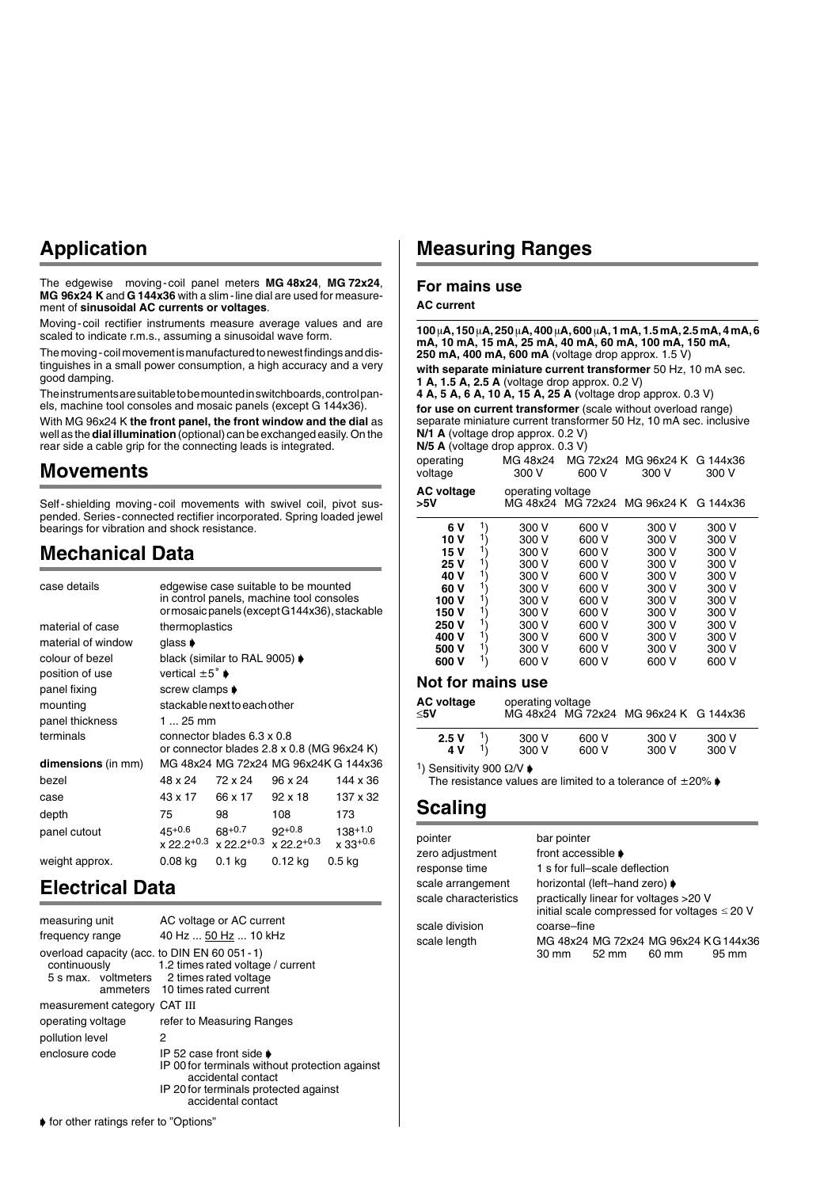## Application

The edgewise moving-coil panel meters **MG 48x24**, **MG 72x24**, **MG 96x24 K** and **G 144x36** with a slim-line dial are used for measurement of **sinusoidal AC currents or voltages**.

Moving-coil rectifier instruments measure average values and are scaled to indicate r.m.s., assuming a sinusoidal wave form.

The moving-coil movement is manufactured to newest findings and distinguishes in a small power consumption, a high accuracy and a very good damping.

The instruments are suitable to be mounted in switchboards, control panels, machine tool consoles and mosaic panels (except G 144x36).

With MG 96x24 K **the front panel, the front window and the dial** as well as the **dial illumination** (optional) can be exchanged easily. On the rear side a cable grip for the connecting leads is integrated.

## Movements

Self-shielding moving-coil movements with swivel coil, pivot suspended. Series-connected rectifier incorporated. Spring loaded jewel bearings for vibration and shock resistance.

## Mechanical Data

| | | | | |
|---|---|---|---|---|
| case details | edgewise case suitable to be mounted in control panels, machine tool consoles or mosaic panels (except G144x36), stackable | | | |
| material of case | thermoplastics | | | |
| material of window | glass ➧ | | | |
| colour of bezel | black (similar to RAL 9005) ➧ | | | |
| position of use | vertical ±5° ➧ | | | |
| panel fixing | screw clamps ➧ | | | |
| mounting | stackable next to each other | | | |
| panel thickness | 1 ... 25 mm | | | |
| terminals | connector blades 6.3 x 0.8 or connector blades 2.8 x 0.8 (MG 96x24 K) | | | |
| **dimensions** (in mm) | MG 48x24 | MG 72x24 | MG 96x24K | G 144x36 |
| bezel | 48 x 24 | 72 x 24 | 96 x 24 | 144 x 36 |
| case | 43 x 17 | 66 x 17 | 92 x 18 | 137 x 32 |
| depth | 75 | 98 | 108 | 173 |
| panel cutout | $45^{+0.6}$ x $22.2^{+0.3}$ | $68^{+0.7}$ x $22.2^{+0.3}$ | $92^{+0.8}$ x $22.2^{+0.3}$ | $138^{+1.0}$ x $33^{+0.6}$ |
| weight approx. | 0.08 kg | 0.1 kg | 0.12 kg | 0.5 kg |

## Electrical Data

| | |
|---|---|
| measuring unit | AC voltage or AC current |
| frequency range | 40 Hz ... 50 Hz ... 10 kHz |
| overload capacity (acc. to DIN EN 60 051-1) | |
| continuously | 1.2 times rated voltage / current |
| 5 s max. voltmeters | 2 times rated voltage |
| ammeters | 10 times rated current |
| measurement category | CAT III |
| operating voltage | refer to Measuring Ranges |
| pollution level | 2 |
| enclosure code | IP 52 case front side ➧<br>IP 00 for terminals without protection against accidental contact<br>IP 20 for terminals protected against accidental contact |

➧ for other ratings refer to "Options"

## Measuring Ranges

### For mains use

**AC current**

**100 µA, 150 µA, 250 µA, 400 µA, 600 µA, 1 mA, 1.5 mA, 2.5 mA, 4 mA, 6 mA, 10 mA, 15 mA, 25 mA, 40 mA, 60 mA, 100 mA, 150 mA, 250 mA, 400 mA, 600 mA** (voltage drop approx. 1.5 V)

**with separate miniature current transformer** 50 Hz, 10 mA sec.
**1 A, 1.5 A, 2.5 A** (voltage drop approx. 0.2 V)
**4 A, 5 A, 6 A, 10 A, 15 A, 25 A** (voltage drop approx. 0.3 V)

**for use on current transformer** (scale without overload range) separate miniature current transformer 50 Hz, 10 mA sec. inclusive
**N/1 A** (voltage drop approx. 0.2 V)
**N/5 A** (voltage drop approx. 0.3 V)

| operating voltage | MG 48x24 | MG 72x24 | MG 96x24 K | G 144x36 |
|---|---|---|---|---|
| | 300 V | 600 V | 300 V | 300 V |

| **AC voltage >5V** | operating voltage MG 48x24 | MG 72x24 | MG 96x24 K | G 144x36 |
|---|---|---|---|---|
| **6 V** [1] | 300 V | 600 V | 300 V | 300 V |
| **10 V** [1] | 300 V | 600 V | 300 V | 300 V |
| **15 V** [1] | 300 V | 600 V | 300 V | 300 V |
| **25 V** [1] | 300 V | 600 V | 300 V | 300 V |
| **40 V** [1] | 300 V | 600 V | 300 V | 300 V |
| **60 V** [1] | 300 V | 600 V | 300 V | 300 V |
| **100 V** [1] | 300 V | 600 V | 300 V | 300 V |
| **150 V** [1] | 300 V | 600 V | 300 V | 300 V |
| **250 V** [1] | 300 V | 600 V | 300 V | 300 V |
| **400 V** [1] | 300 V | 600 V | 300 V | 300 V |
| **500 V** [1] | 300 V | 600 V | 300 V | 300 V |
| **600 V** [1] | 600 V | 600 V | 600 V | 600 V |

### Not for mains use

| **AC voltage ≤5V** | operating voltage MG 48x24 | MG 72x24 | MG 96x24 K | G 144x36 |
|---|---|---|---|---|
| **2.5 V** [1] | 300 V | 600 V | 300 V | 300 V |
| **4 V** [1] | 300 V | 600 V | 300 V | 300 V |

[1]) Sensitivity 900 Ω/V ➧
The resistance values are limited to a tolerance of ±20% ➧

## Scaling

| | |
|---|---|
| pointer | bar pointer |
| zero adjustment | front accessible ➧ |
| response time | 1 s for full–scale deflection |
| scale arrangement | horizontal (left–hand zero) ➧ |
| scale characteristics | practically linear for voltages >20 V<br>initial scale compressed for voltages ≤ 20 V |
| scale division | coarse–fine |
| scale length | MG 48x24: 30 mm; MG 72x24: 52 mm; MG 96x24 K: 60 mm; G144x36: 95 mm |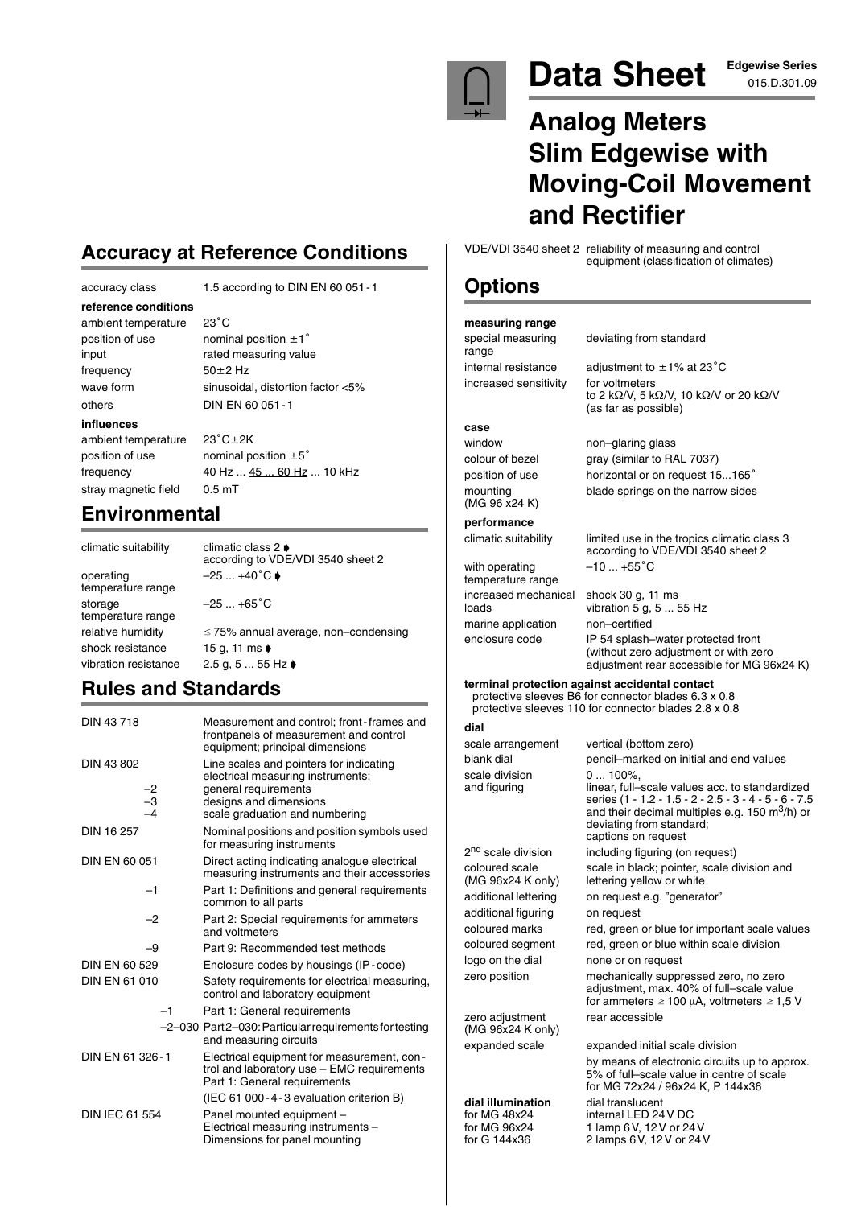# Data Sheet

**Edgewise Series**
015.D.301.09

## Analog Meters Slim Edgewise with Moving-Coil Movement and Rectifier

## Accuracy at Reference Conditions

| | |
|---|---|
| accuracy class | 1.5 according to DIN EN 60 051 - 1 |
| **reference conditions** | |
| ambient temperature | 23˚C |
| position of use | nominal position ±1˚ |
| input | rated measuring value |
| frequency | 50±2 Hz |
| wave form | sinusoidal, distortion factor <5% |
| others | DIN EN 60 051 - 1 |
| **influences** | |
| ambient temperature | 23˚C±2K |
| position of use | nominal position ±5˚ |
| frequency | 40 Hz ... 45 ... 60 Hz ... 10 kHz |
| stray magnetic field | 0.5 mT |

## Environmental

| | |
|---|---|
| climatic suitability | climatic class 2 ⧫ according to VDE/VDI 3540 sheet 2 |
| operating temperature range | –25 ... +40˚C ⧫ |
| storage temperature range | –25 ... +65˚C |
| relative humidity | ≤ 75% annual average, non–condensing |
| shock resistance | 15 g, 11 ms ⧫ |
| vibration resistance | 2.5 g, 5 ... 55 Hz ⧫ |

## Rules and Standards

| | |
|---|---|
| DIN 43 718 | Measurement and control; front - frames and frontpanels of measurement and control equipment; principal dimensions |
| DIN 43 802 | Line scales and pointers for indicating electrical measuring instruments; |
| –2 | general requirements |
| –3 | designs and dimensions |
| –4 | scale graduation and numbering |
| DIN 16 257 | Nominal positions and position symbols used for measuring instruments |
| DIN EN 60 051 | Direct acting indicating analogue electrical measuring instruments and their accessories |
| –1 | Part 1: Definitions and general requirements common to all parts |
| –2 | Part 2: Special requirements for ammeters and voltmeters |
| –9 | Part 9: Recommended test methods |
| DIN EN 60 529 | Enclosure codes by housings (IP - code) |
| DIN EN 61 010 | Safety requirements for electrical measuring, control and laboratory equipment |
| –1 | Part 1: General requirements |
| –2–030 | Part 2–030: Particular requirements for testing and measuring circuits |
| DIN EN 61 326 - 1 | Electrical equipment for measurement, control and laboratory use – EMC requirements Part 1: General requirements (IEC 61 000 - 4 - 3 evaluation criterion B) |
| DIN IEC 61 554 | Panel mounted equipment – Electrical measuring instruments – Dimensions for panel mounting |
| VDE/VDI 3540 sheet 2 | reliability of measuring and control equipment (classification of climates) |

## Options

| | |
|---|---|
| **measuring range** | |
| special measuring range | deviating from standard |
| internal resistance | adjustment to ±1% at 23˚C |
| increased sensitivity | for voltmeters to 2 kΩ/V, 5 kΩ/V, 10 kΩ/V or 20 kΩ/V (as far as possible) |
| **case** | |
| window | non–glaring glass |
| colour of bezel | gray (similar to RAL 7037) |
| position of use | horizontal or on request 15...165˚ |
| mounting (MG 96 x24 K) | blade springs on the narrow sides |
| **performance** | |
| climatic suitability | limited use in the tropics climatic class 3 according to VDE/VDI 3540 sheet 2 |
| with operating temperature range | –10 ... +55˚C |
| increased mechanical loads | shock 30 g, 11 ms vibration 5 g, 5 ... 55 Hz |
| marine application | non–certified |
| enclosure code | IP 54 splash–water protected front (without zero adjustment or with zero adjustment rear accessible for MG 96x24 K) |

**terminal protection against accidental contact**
protective sleeves B6 for connector blades 6.3 x 0.8
protective sleeves 110 for connector blades 2.8 x 0.8

| | |
|---|---|
| **dial** | |
| scale arrangement | vertical (bottom zero) |
| blank dial | pencil–marked on initial and end values |
| scale division and figuring | 0 ... 100%, linear, full–scale values acc. to standardized series (1 - 1.2 - 1.5 - 2 - 2.5 - 3 - 4 - 5 - 6 - 7.5 and their decimal multiples e.g. 150 $m^3$/h) or deviating from standard; captions on request |
| 2nd scale division | including figuring (on request) |
| coloured scale (MG 96x24 K only) | scale in black; pointer, scale division and lettering yellow or white |
| additional lettering | on request e.g. "generator" |
| additional figuring | on request |
| coloured marks | red, green or blue for important scale values |
| coloured segment | red, green or blue within scale division |
| logo on the dial | none or on request |
| zero position | mechanically suppressed zero, no zero adjustment, max. 40% of full–scale value for ammeters ≥ 100 μA, voltmeters ≥ 1,5 V |
| zero adjustment (MG 96x24 K only) | rear accessible |
| expanded scale | expanded initial scale division by means of electronic circuits up to approx. 5% of full–scale value in centre of scale for MG 72x24 / 96x24 K, P 144x36 |
| **dial illumination** | dial translucent |
| for MG 48x24 | internal LED 24 V DC |
| for MG 96x24 | 1 lamp 6 V, 12 V or 24 V |
| for G 144x36 | 2 lamps 6 V, 12 V or 24 V |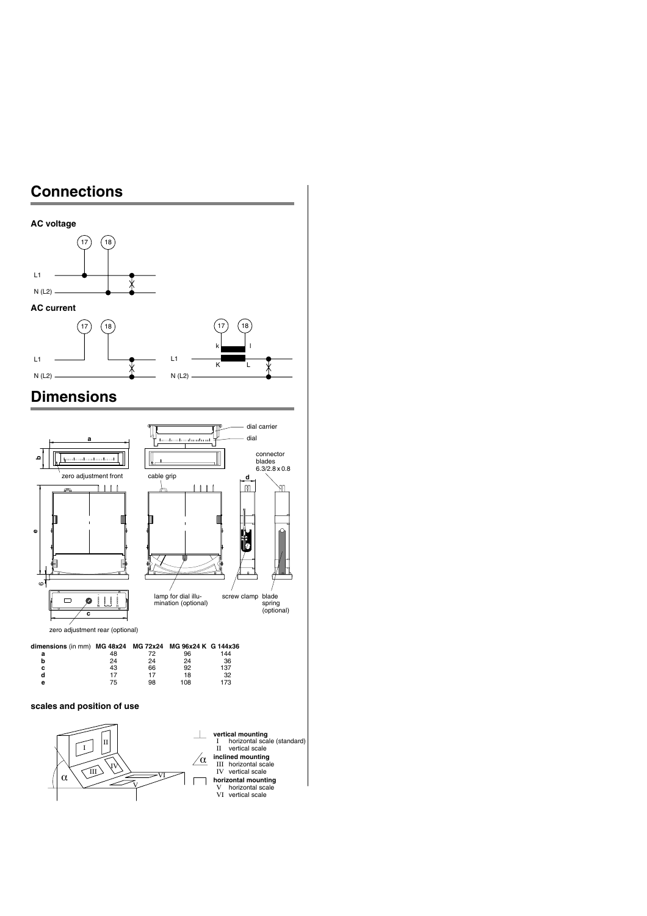# Connections

### AC voltage

### AC current

# Dimensions

| dimensions (in mm) | MG 48x24 | MG 72x24 | MG 96x24 K | G 144x36 |
|---|---|---|---|---|
| **a** | 48 | 72 | 96 | 144 |
| **b** | 24 | 24 | 24 | 36 |
| **c** | 43 | 66 | 92 | 137 |
| **d** | 17 | 17 | 18 | 32 |
| **e** | 75 | 98 | 108 | 173 |

### scales and position of use

**vertical mounting**
- I horizontal scale (standard)
- II vertical scale

**inclined mounting**
- III horizontal scale
- IV vertical scale

**horizontal mounting**
- V horizontal scale
- VI vertical scale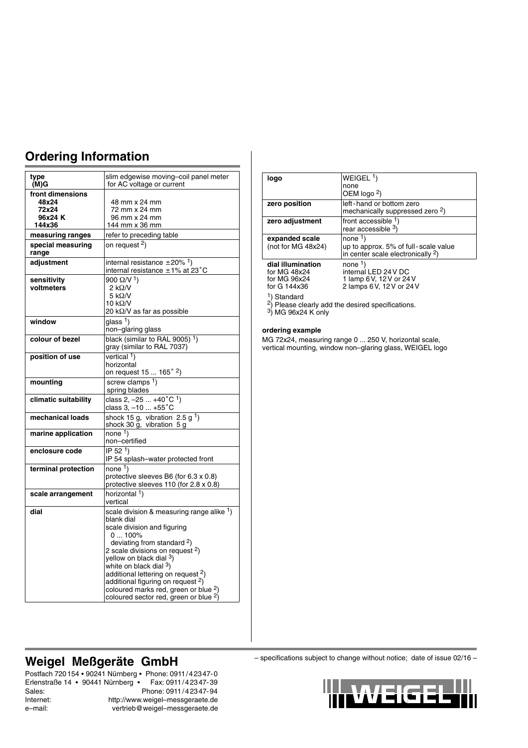## Ordering Information

| | |
|---|---|
| **type** (M)G | slim edgewise moving–coil panel meter for AC voltage or current |
| **front dimensions** 48x24 72x24 96x24 K 144x36 | 48 mm x 24 mm 72 mm x 24 mm 96 mm x 24 mm 144 mm x 36 mm |
| **measuring ranges** | refer to preceding table |
| **special measuring range** | on request [2]) |
| **adjustment** | internal resistance ±20% [1]) internal resistance ±1% at 23˚C |
| **sensitivity voltmeters** | 900 Ω/V [1]) 2 kΩ/V 5 kΩ/V 10 kΩ/V 20 kΩ/V as far as possible |
| **window** | glass [1]) non–glaring glass |
| **colour of bezel** | black (similar to RAL 9005) [1]) gray (similar to RAL 7037) |
| **position of use** | vertical [1]) horizontal on request 15 ... 165˚ [2]) |
| **mounting** | screw clamps [1]) spring blades |
| **climatic suitability** | class 2, –25 ... +40˚C [1]) class 3, –10 ... +55˚C |
| **mechanical loads** | shock 15 g, vibration 2.5 g [1]) shock 30 g, vibration 5 g |
| **marine application** | none [1]) non–certified |
| **enclosure code** | IP 52 [1]) IP 54 splash–water protected front |
| **terminal protection** | none [1]) protective sleeves B6 (for 6.3 x 0.8) protective sleeves 110 (for 2.8 x 0.8) |
| **scale arrangement** | horizontal [1]) vertical |
| **dial** | scale division & measuring range alike [1]) blank dial scale division and figuring 0 ... 100% deviating from standard [2]) 2 scale divisions on request [2]) yellow on black dial [3]) white on black dial [3]) additional lettering on request [2]) additional figuring on request [2]) coloured marks red, green or blue [2]) coloured sector red, green or blue [2]) |

| | |
|---|---|
| **logo** | WEIGEL [1]) none OEM logo [2]) |
| **zero position** | left-hand or bottom zero mechanically suppressed zero [2]) |
| **zero adjustment** | front accessible [1]) rear accessible [3]) |
| **expanded scale** (not for MG 48x24) | none [1]) up to approx. 5% of full-scale value in center scale electronically [2]) |
| **dial illumination** for MG 48x24 for MG 96x24 for G 144x36 | none [1]) internal LED 24 V DC 1 lamp 6 V, 12 V or 24 V 2 lamps 6 V, 12 V or 24 V |

[1]) Standard
[2]) Please clearly add the desired specifications.
[3]) MG 96x24 K only

**ordering example**

MG 72x24, measuring range 0 ... 250 V, horizontal scale, vertical mounting, window non–glaring glass, WEIGEL logo

## Weigel Meßgeräte GmbH

Postfach 720 154 • 90241 Nürnberg • Phone: 0911 / 42347- 0
Erlenstraße 14 • 90441 Nürnberg • Fax: 0911 / 42347- 39
Sales: Phone: 0911 / 42347- 94
Internet: http://www.weigel–messgeraete.de
e–mail: vertrieb@weigel–messgeraete.de

– specifications subject to change without notice; date of issue 02/16 –

WEIGEL